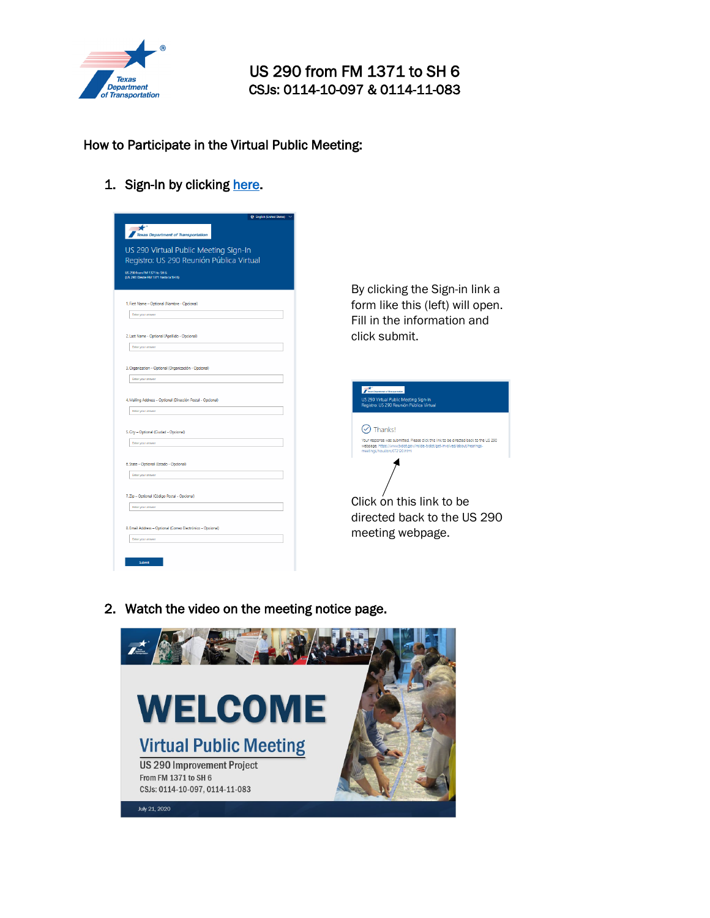# US 290 from FM 1371 to SH 6

CSJs: 0114-10-097 & 0114-11-083

## How to Participate in the Virtual Public Meeting:

1. Sign-In by clicking here.

By clicking the Sign-in link a form like this (left) will open. Fill in the information and click submit.

Click on this link to be directed back to the US 290 meeting webpage.

2. Watch the video on the meeting notice page.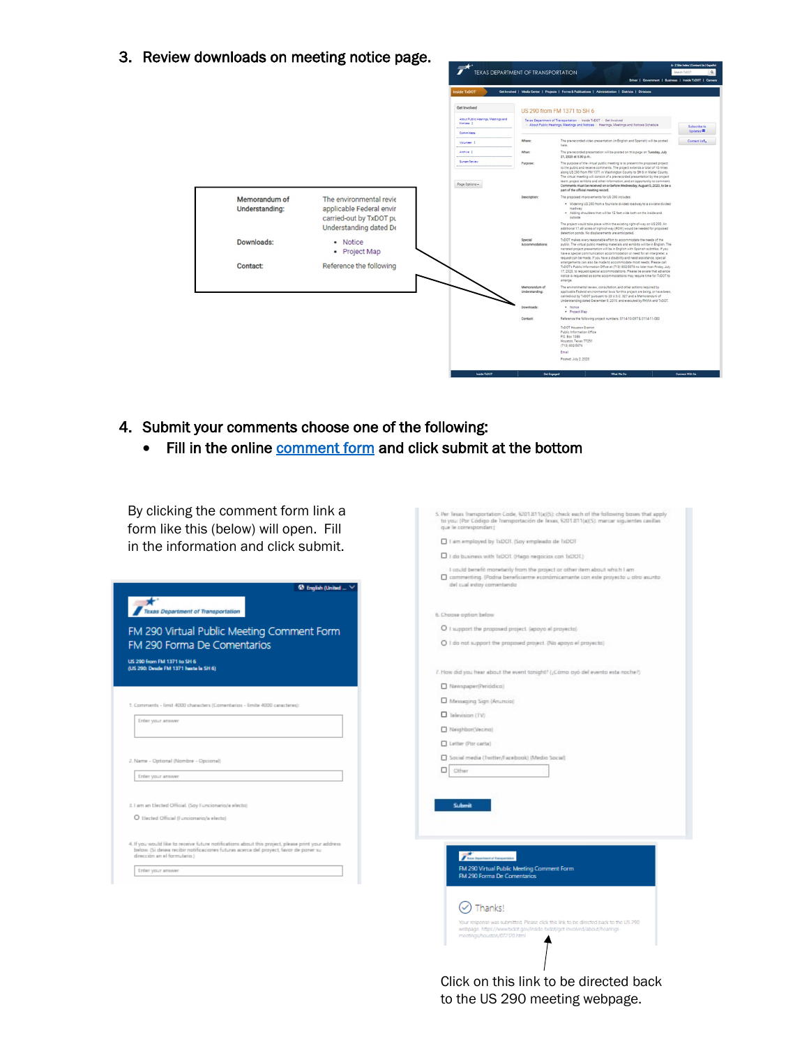3. Review downloads on meeting notice page.

| | |
|---|---|
| Memorandum of Understanding: | The environmental revie applicable Federal envir carried-out by TxDOT pu Understanding dated De |
| Downloads: | • Notice<br>• Project Map |
| Contact: | Reference the following |

4. Submit your comments choose one of the following:
   - Fill in the online comment form and click submit at the bottom

By clicking the comment form link a form like this (below) will open. Fill in the information and click submit.

Click on this link to be directed back to the US 290 meeting webpage.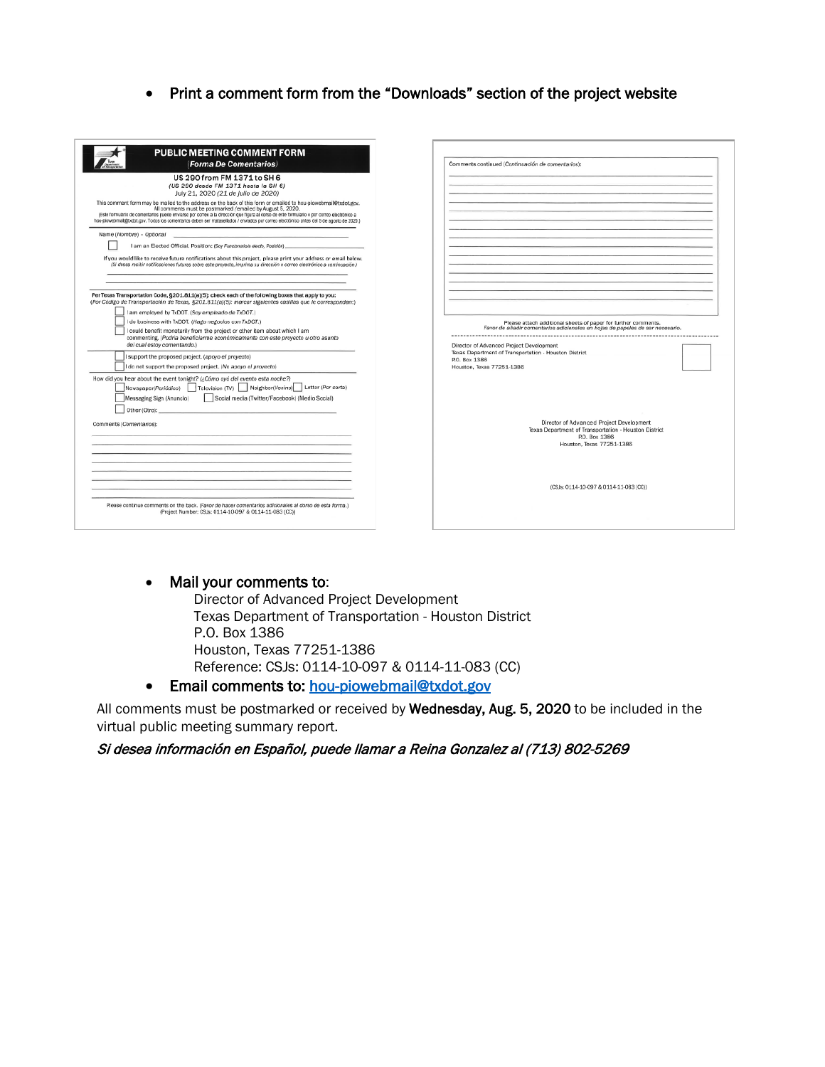- Print a comment form from the "Downloads" section of the project website

**PUBLIC MEETING COMMENT FORM**
*(Forma De Comentarios)*

US 290 from FM 1371 to SH 6
*(US 290 desde FM 1371 hasta la SH 6)*
July 21, 2020 *(21 de julio de 2020)*

This comment form may be mailed to the address on the back of this form or emailed to hou-piowebmail@txdot.gov. All comments must be postmarked /emailed by August 5, 2020.
(Este formulario de comentarios puede enviarse por correo a la dirección que figura al dorso de este formulario o por correo electrónico a hou-piowebmail@txdot.gov. Todos los comentarios deben ser matasellados / enviados por correo electrónico antes del 5 de agosto de 2020.)

Name (Nombre) – Optional ____________

☐ I am an Elected Official. Position: *(Soy Funcionario/a electo, Posición)* ____________

If you would like to receive future notifications about this project, please print your address or email below.
*(Si desea recibir notificaciones futuras sobre este proyecto, imprima su dirección o correo electrónico a continuación.)*

Per Texas Transportation Code, §201.811(a)(5): check each of the following boxes that apply to you:
*(Por Código de Transportación de Texas, §201.811(a)(5): marcar siguientes casillas que le correspondan:)*

- ☐ I am employed by TxDOT. *(Soy empleado de TxDOT.)*
- ☐ I do business with TxDOT. *(Hago negocios con TxDOT.)*
- ☐ I could benefit monetarily from the project or other item about which I am commenting. *(Podría beneficiarme económicamente con este proyecto u otro asunto del cual estoy comentando.)*

- ☐ I support the proposed project. *(apoyo el proyecto)*
- ☐ I do not support the proposed project. *(No apoyo el proyecto)*

How did you hear about the event tonight? *(¿Cómo oyó del evento esta noche?)*
☐ Newspaper *(Periódico)* ☐ Television (TV) ☐ Neighbor *(Vecino)* ☐ Letter *(Por carta)*
☐ Messaging Sign (Anuncio) ☐ Social media (Twitter/Facebook) (Medio Social)
☐ Other (Otro): ____________

Comments (Comentarios):

Please continue comments on the back. *(Favor de hacer comentarios adicionales al dorso de esta forma.)*
(Project Number: CSJs: 0114-10-097 & 0114-11-083 (CC))

Comments continued *(Continuación de comentarios)*:

Please attach additional sheets of paper for further comments.
*Favor de añadir comentarios adicionales en hojas de papeles de ser necesario.*

Director of Advanced Project Development
Texas Department of Transportation - Houston District
P.O. Box 1386
Houston, Texas 77251-1386

Director of Advanced Project Development
Texas Department of Transportation - Houston District
P.O. Box 1386
Houston, Texas 77251-1386

(CSJs: 0114-10-097 & 0114-11-083 (CC))

- Mail your comments to:
  Director of Advanced Project Development
  Texas Department of Transportation - Houston District
  P.O. Box 1386
  Houston, Texas 77251-1386
  Reference: CSJs: 0114-10-097 & 0114-11-083 (CC)
- Email comments to: hou-piowebmail@txdot.gov

All comments must be postmarked or received by **Wednesday, Aug. 5, 2020** to be included in the virtual public meeting summary report.

*Si desea información en Español, puede llamar a Reina Gonzalez al (713) 802-5269*